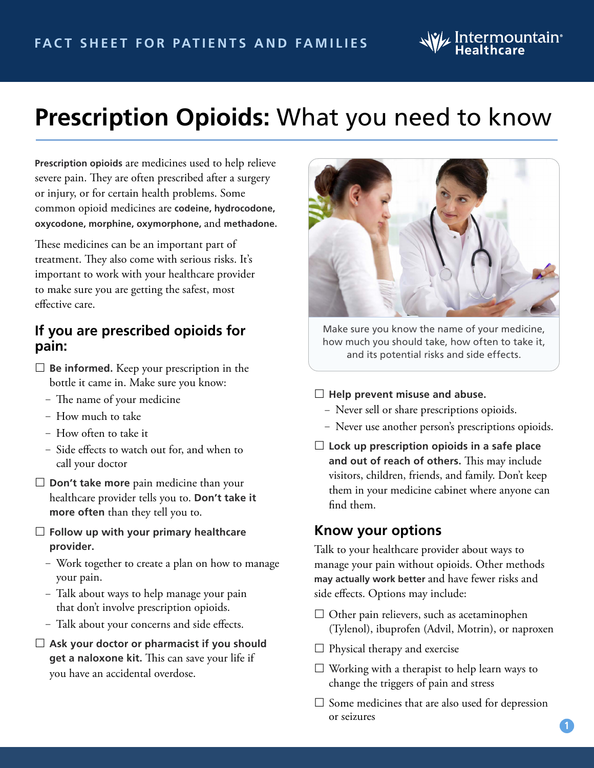# **Prescription Opioids:** What you need to know

**Prescription opioids** are medicines used to help relieve severe pain. They are often prescribed after a surgery or injury, or for certain health problems. Some common opioid medicines are **codeine, hydrocodone, oxycodone, morphine, oxymorphone,** and **methadone.**

These medicines can be an important part of treatment. They also come with serious risks. It's important to work with your healthcare provider to make sure you are getting the safest, most effective care.

## If you are prescribed opioids for pain:

- ☐ **Be informed.** Keep your prescription in the bottle it came in. Make sure you know:
  - The name of your medicine
  - How much to take
  - How often to take it
  - Side effects to watch out for, and when to call your doctor
- ☐ **Don't take more** pain medicine than your healthcare provider tells you to. **Don't take it more often** than they tell you to.
- ☐ **Follow up with your primary healthcare provider.**
  - Work together to create a plan on how to manage your pain.
  - Talk about ways to help manage your pain that don't involve prescription opioids.
  - Talk about your concerns and side effects.
- ☐ **Ask your doctor or pharmacist if you should get a naloxone kit.** This can save your life if you have an accidental overdose.

Make sure you know the name of your medicine, how much you should take, how often to take it, and its potential risks and side effects.

- ☐ **Help prevent misuse and abuse.**
  - Never sell or share prescriptions opioids.
  - Never use another person's prescriptions opioids.
- ☐ **Lock up prescription opioids in a safe place and out of reach of others.** This may include visitors, children, friends, and family. Don't keep them in your medicine cabinet where anyone can find them.

## Know your options

Talk to your healthcare provider about ways to manage your pain without opioids. Other methods **may actually work better** and have fewer risks and side effects. Options may include:

- ☐ Other pain relievers, such as acetaminophen (Tylenol), ibuprofen (Advil, Motrin), or naproxen
- ☐ Physical therapy and exercise
- ☐ Working with a therapist to help learn ways to change the triggers of pain and stress
- ☐ Some medicines that are also used for depression or seizures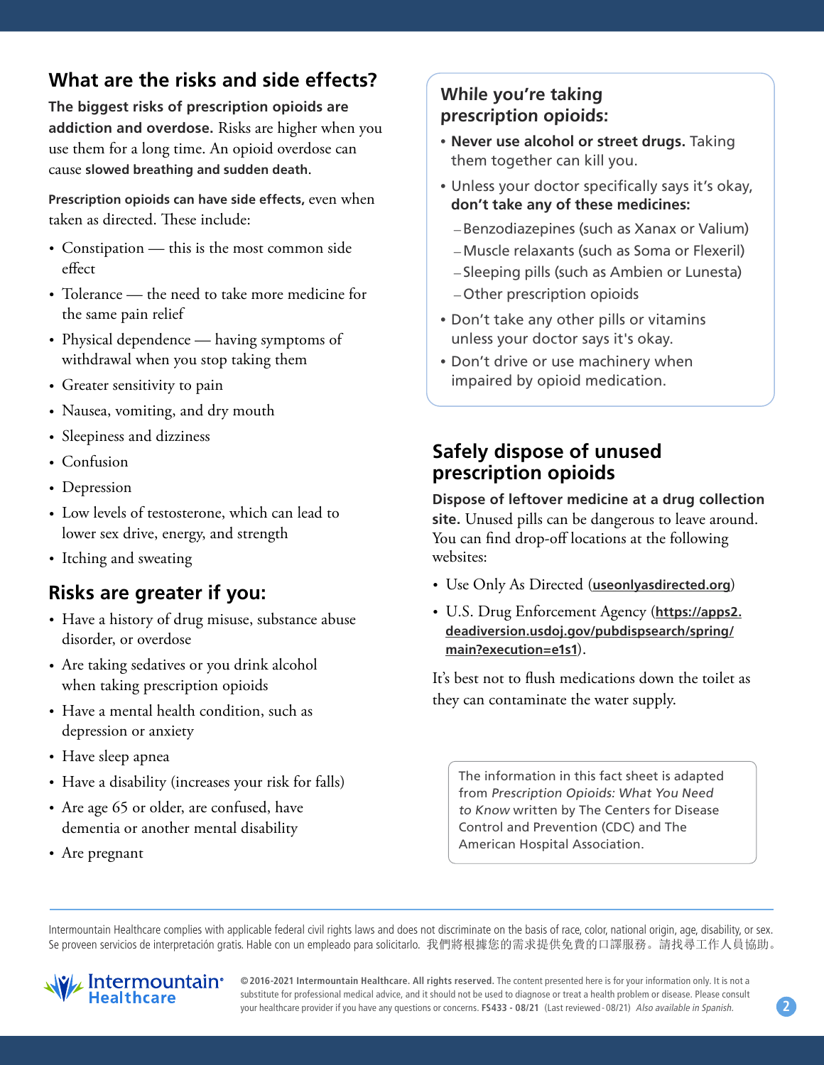## What are the risks and side effects?

**The biggest risks of prescription opioids are addiction and overdose.** Risks are higher when you use them for a long time. An opioid overdose can cause **slowed breathing and sudden death**.

**Prescription opioids can have side effects,** even when taken as directed. These include:

- Constipation — this is the most common side effect
- Tolerance — the need to take more medicine for the same pain relief
- Physical dependence — having symptoms of withdrawal when you stop taking them
- Greater sensitivity to pain
- Nausea, vomiting, and dry mouth
- Sleepiness and dizziness
- Confusion
- Depression
- Low levels of testosterone, which can lead to lower sex drive, energy, and strength
- Itching and sweating

## Risks are greater if you:

- Have a history of drug misuse, substance abuse disorder, or overdose
- Are taking sedatives or you drink alcohol when taking prescription opioids
- Have a mental health condition, such as depression or anxiety
- Have sleep apnea
- Have a disability (increases your risk for falls)
- Are age 65 or older, are confused, have dementia or another mental disability
- Are pregnant

### While you're taking prescription opioids:

- **Never use alcohol or street drugs.** Taking them together can kill you.
- Unless your doctor specifically says it's okay, **don't take any of these medicines:**
  - Benzodiazepines (such as Xanax or Valium)
  - Muscle relaxants (such as Soma or Flexeril)
  - Sleeping pills (such as Ambien or Lunesta)
  - Other prescription opioids
- Don't take any other pills or vitamins unless your doctor says it's okay.
- Don't drive or use machinery when impaired by opioid medication.

## Safely dispose of unused prescription opioids

**Dispose of leftover medicine at a drug collection site.** Unused pills can be dangerous to leave around. You can find drop-off locations at the following websites:

- Use Only As Directed (**useonlyasdirected.org**)
- U.S. Drug Enforcement Agency (**https://apps2.deadiversion.usdoj.gov/pubdispsearch/spring/main?execution=e1s1**).

It's best not to flush medications down the toilet as they can contaminate the water supply.

The information in this fact sheet is adapted from *Prescription Opioids: What You Need to Know* written by The Centers for Disease Control and Prevention (CDC) and The American Hospital Association.

Intermountain Healthcare complies with applicable federal civil rights laws and does not discriminate on the basis of race, color, national origin, age, disability, or sex. Se proveen servicios de interpretación gratis. Hable con un empleado para solicitarlo. 我們將根據您的需求提供免費的口譯服務。請找尋工作人員協助。

Intermountain Healthcare

**©2016-2021 Intermountain Healthcare. All rights reserved.** The content presented here is for your information only. It is not a substitute for professional medical advice, and it should not be used to diagnose or treat a health problem or disease. Please consult your healthcare provider if you have any questions or concerns. **FS433 - 08/21** (Last reviewed - 08/21) *Also available in Spanish.*